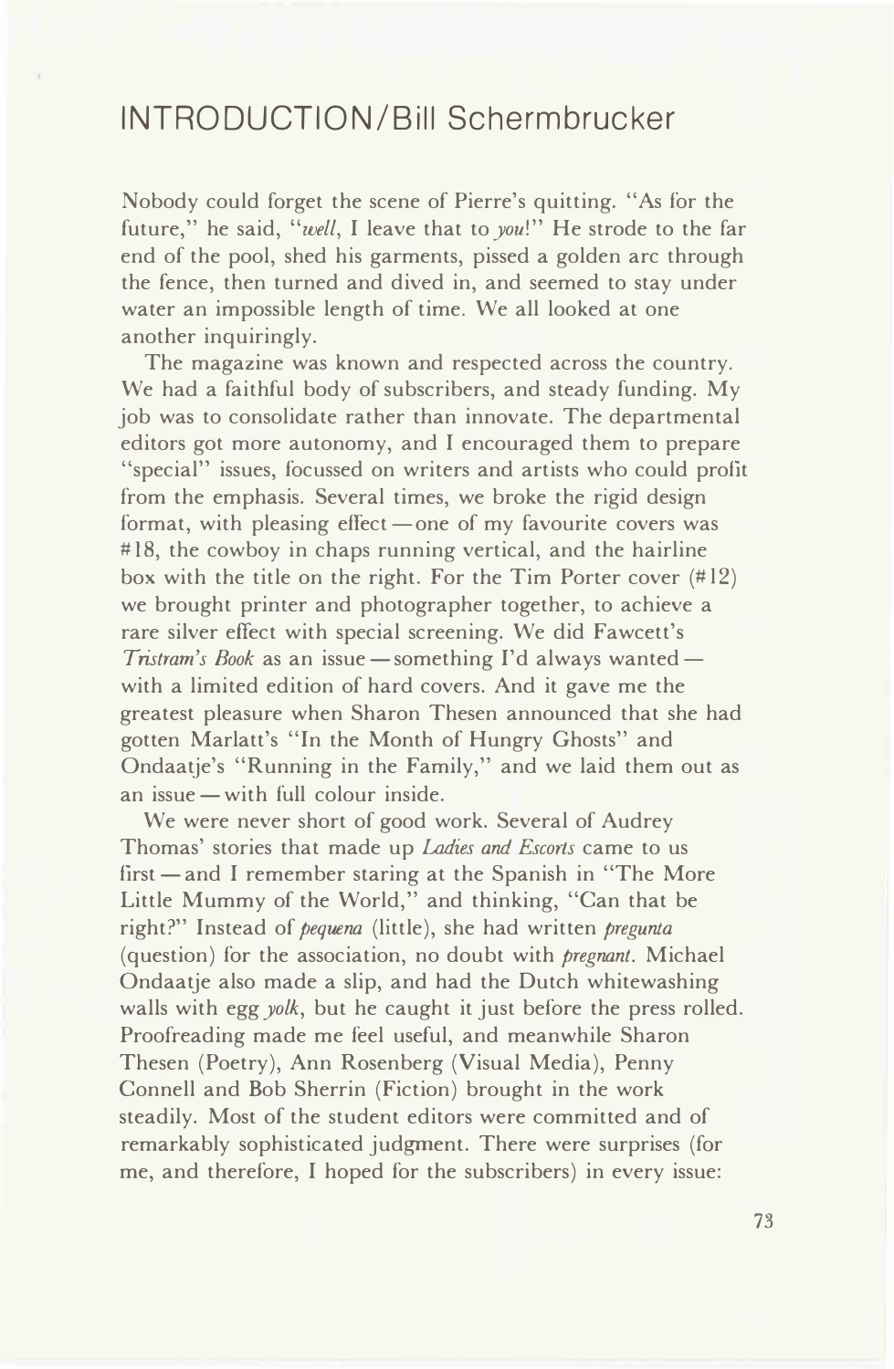# INTRODUCTION/Bill Schermbrucker

Nobody could forget the scene of Pierre's quitting. "As for the future," he said, "*well*, I leave that to *you*!" He strode to the far end of the pool, shed his garments, pissed a golden arc through the fence, then turned and dived in, and seemed to stay under water an impossible length of time. We all looked at one another inquiringly.

The magazine was known and respected across the country. We had a faithful body of subscribers, and steady funding. My job was to consolidate rather than innovate. The departmental editors got more autonomy, and I encouraged them to prepare "special" issues, focussed on writers and artists who could profit from the emphasis. Several times, we broke the rigid design format, with pleasing effect — one of my favourite covers was #18, the cowboy in chaps running vertical, and the hairline box with the title on the right. For the Tim Porter cover (#12) we brought printer and photographer together, to achieve a rare silver effect with special screening. We did Fawcett's *Tristram's Book* as an issue — something I'd always wanted — with a limited edition of hard covers. And it gave me the greatest pleasure when Sharon Thesen announced that she had gotten Marlatt's "In the Month of Hungry Ghosts" and Ondaatje's "Running in the Family," and we laid them out as an issue — with full colour inside.

We were never short of good work. Several of Audrey Thomas' stories that made up *Ladies and Escorts* came to us first — and I remember staring at the Spanish in "The More Little Mummy of the World," and thinking, "Can that be right?" Instead of *pequena* (little), she had written *pregunta* (question) for the association, no doubt with *pregnant*. Michael Ondaatje also made a slip, and had the Dutch whitewashing walls with egg *yolk*, but he caught it just before the press rolled. Proofreading made me feel useful, and meanwhile Sharon Thesen (Poetry), Ann Rosenberg (Visual Media), Penny Connell and Bob Sherrin (Fiction) brought in the work steadily. Most of the student editors were committed and of remarkably sophisticated judgment. There were surprises (for me, and therefore, I hoped for the subscribers) in every issue: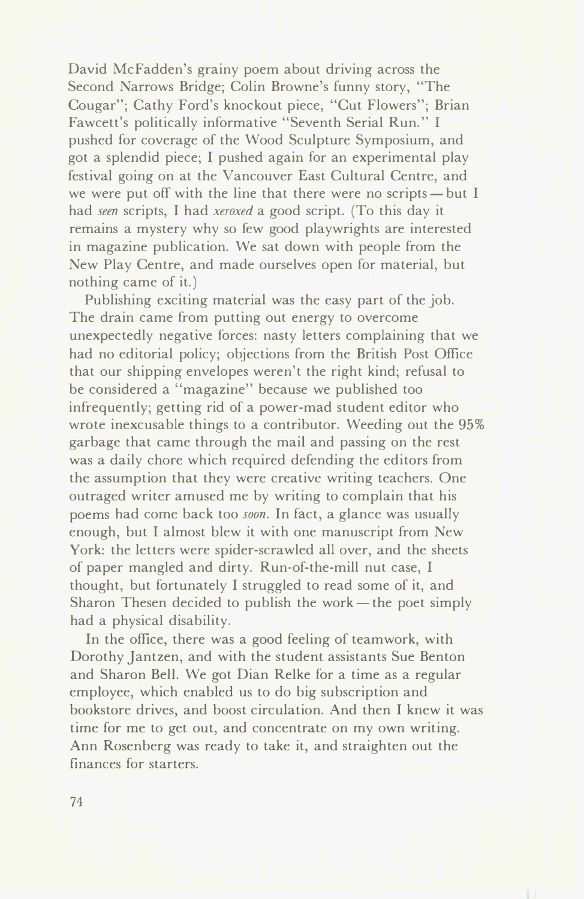David McFadden's grainy poem about driving across the Second Narrows Bridge; Colin Browne's funny story, "The Cougar"; Cathy Ford's knockout piece, "Cut Flowers"; Brian Fawcett's politically informative "Seventh Serial Run." I pushed for coverage of the Wood Sculpture Symposium, and got a splendid piece; I pushed again for an experimental play festival going on at the Vancouver East Cultural Centre, and we were put off with the line that there were no scripts — but I had *seen* scripts, I had *xeroxed* a good script. (To this day it remains a mystery why so few good playwrights are interested in magazine publication. We sat down with people from the New Play Centre, and made ourselves open for material, but nothing came of it.)

Publishing exciting material was the easy part of the job. The drain came from putting out energy to overcome unexpectedly negative forces: nasty letters complaining that we had no editorial policy; objections from the British Post Office that our shipping envelopes weren't the right kind; refusal to be considered a "magazine" because we published too infrequently; getting rid of a power-mad student editor who wrote inexcusable things to a contributor. Weeding out the 95% garbage that came through the mail and passing on the rest was a daily chore which required defending the editors from the assumption that they were creative writing teachers. One outraged writer amused me by writing to complain that his poems had come back too *soon*. In fact, a glance was usually enough, but I almost blew it with one manuscript from New York: the letters were spider-scrawled all over, and the sheets of paper mangled and dirty. Run-of-the-mill nut case, I thought, but fortunately I struggled to read some of it, and Sharon Thesen decided to publish the work — the poet simply had a physical disability.

In the office, there was a good feeling of teamwork, with Dorothy Jantzen, and with the student assistants Sue Benton and Sharon Bell. We got Dian Relke for a time as a regular employee, which enabled us to do big subscription and bookstore drives, and boost circulation. And then I knew it was time for me to get out, and concentrate on my own writing. Ann Rosenberg was ready to take it, and straighten out the finances for starters.